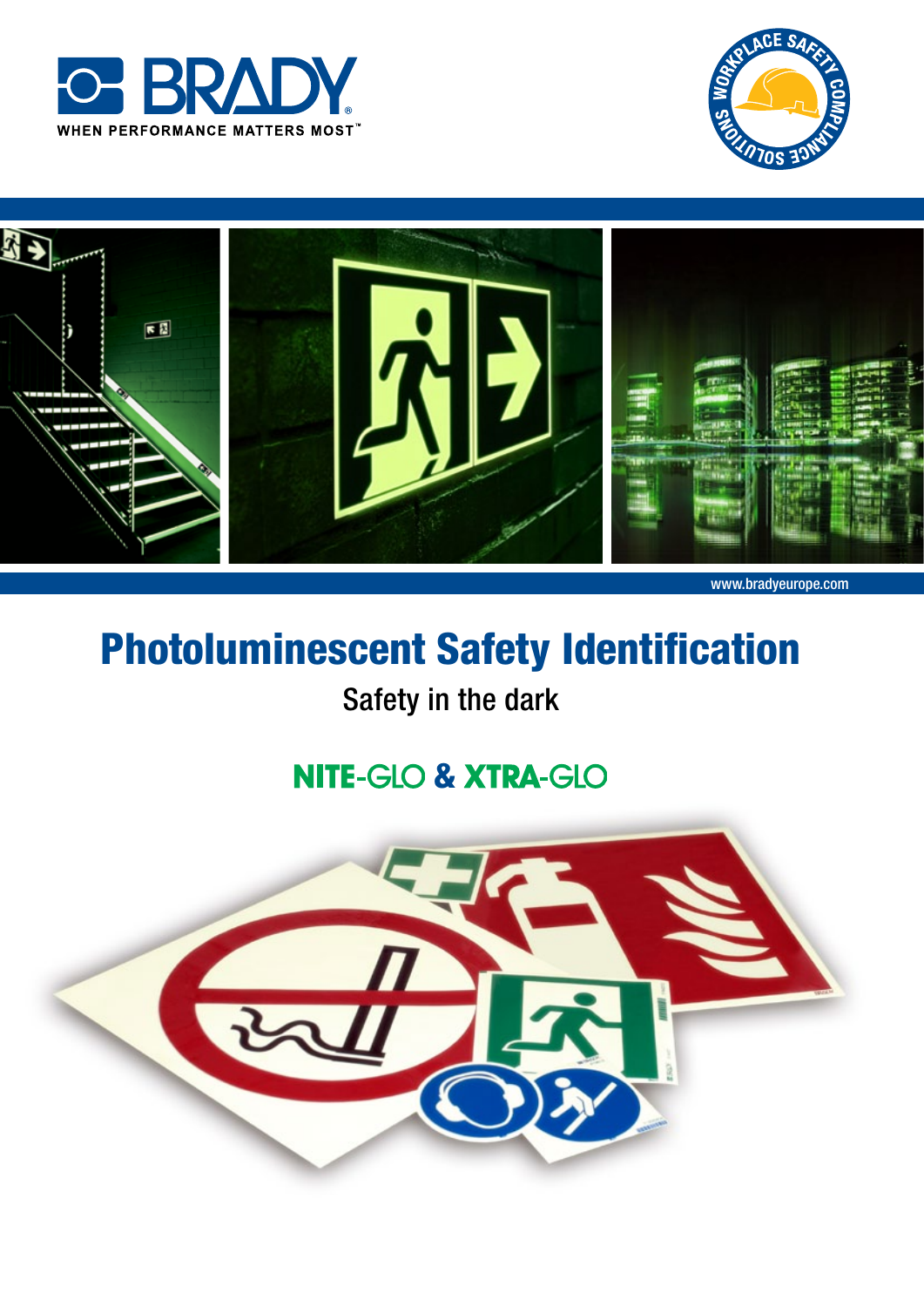BRADY

WHEN PERFORMANCE MATTERS MOST™

WORKPLACE SAFETY COMPLIANCE SOLUTIONS

www.bradyeurope.com

# Photoluminescent Safety Identification

Safety in the dark

## NITE-GLO & XTRA-GLO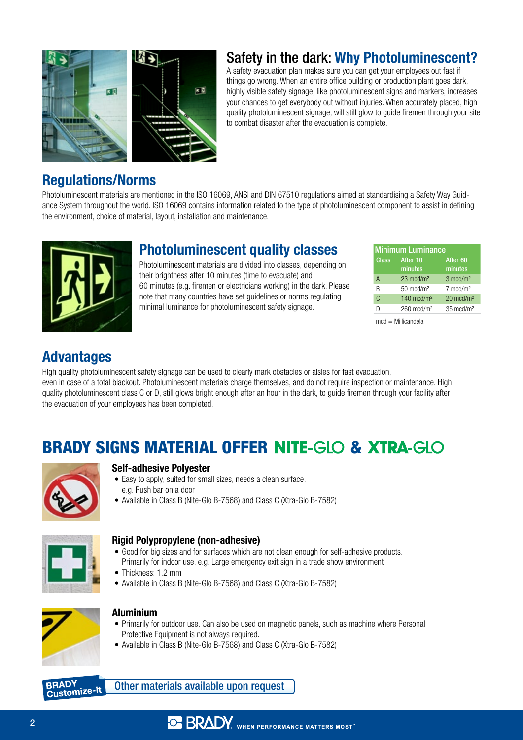## Safety in the dark: Why Photoluminescent?

A safety evacuation plan makes sure you can get your employees out fast if things go wrong. When an entire office building or production plant goes dark, highly visible safety signage, like photoluminescent signs and markers, increases your chances to get everybody out without injuries. When accurately placed, high quality photoluminescent signage, will still glow to guide firemen through your site to combat disaster after the evacuation is complete.

## Regulations/Norms

Photoluminescent materials are mentioned in the ISO 16069, ANSI and DIN 67510 regulations aimed at standardising a Safety Way Guidance System throughout the world. ISO 16069 contains information related to the type of photoluminescent component to assist in defining the environment, choice of material, layout, installation and maintenance.

## Photoluminescent quality classes

Photoluminescent materials are divided into classes, depending on their brightness after 10 minutes (time to evacuate) and 60 minutes (e.g. firemen or electricians working) in the dark. Please note that many countries have set guidelines or norms regulating minimal luminance for photoluminescent safety signage.

| Minimum Luminance | | |
|---|---|---|
| Class | After 10 minutes | After 60 minutes |
| A | 23 mcd/m² | 3 mcd/m² |
| B | 50 mcd/m² | 7 mcd/m² |
| C | 140 mcd/m² | 20 mcd/m² |
| D | 260 mcd/m² | 35 mcd/m² |

mcd = Millicandela

## Advantages

High quality photoluminescent safety signage can be used to clearly mark obstacles or aisles for fast evacuation, even in case of a total blackout. Photoluminescent materials charge themselves, and do not require inspection or maintenance. High quality photoluminescent class C or D, still glows bright enough after an hour in the dark, to guide firemen through your facility after the evacuation of your employees has been completed.

# BRADY SIGNS MATERIAL OFFER NITE-GLO & XTRA-GLO

### Self-adhesive Polyester

- Easy to apply, suited for small sizes, needs a clean surface. e.g. Push bar on a door
- Available in Class B (Nite-Glo B-7568) and Class C (Xtra-Glo B-7582)

### Rigid Polypropylene (non-adhesive)

- Good for big sizes and for surfaces which are not clean enough for self-adhesive products. Primarily for indoor use. e.g. Large emergency exit sign in a trade show environment
- Thickness: 1.2 mm
- Available in Class B (Nite-Glo B-7568) and Class C (Xtra-Glo B-7582)

### Aluminium

- Primarily for outdoor use. Can also be used on magnetic panels, such as machine where Personal Protective Equipment is not always required.
- Available in Class B (Nite-Glo B-7568) and Class C (Xtra-Glo B-7582)

BRADY Customize-it

Other materials available upon request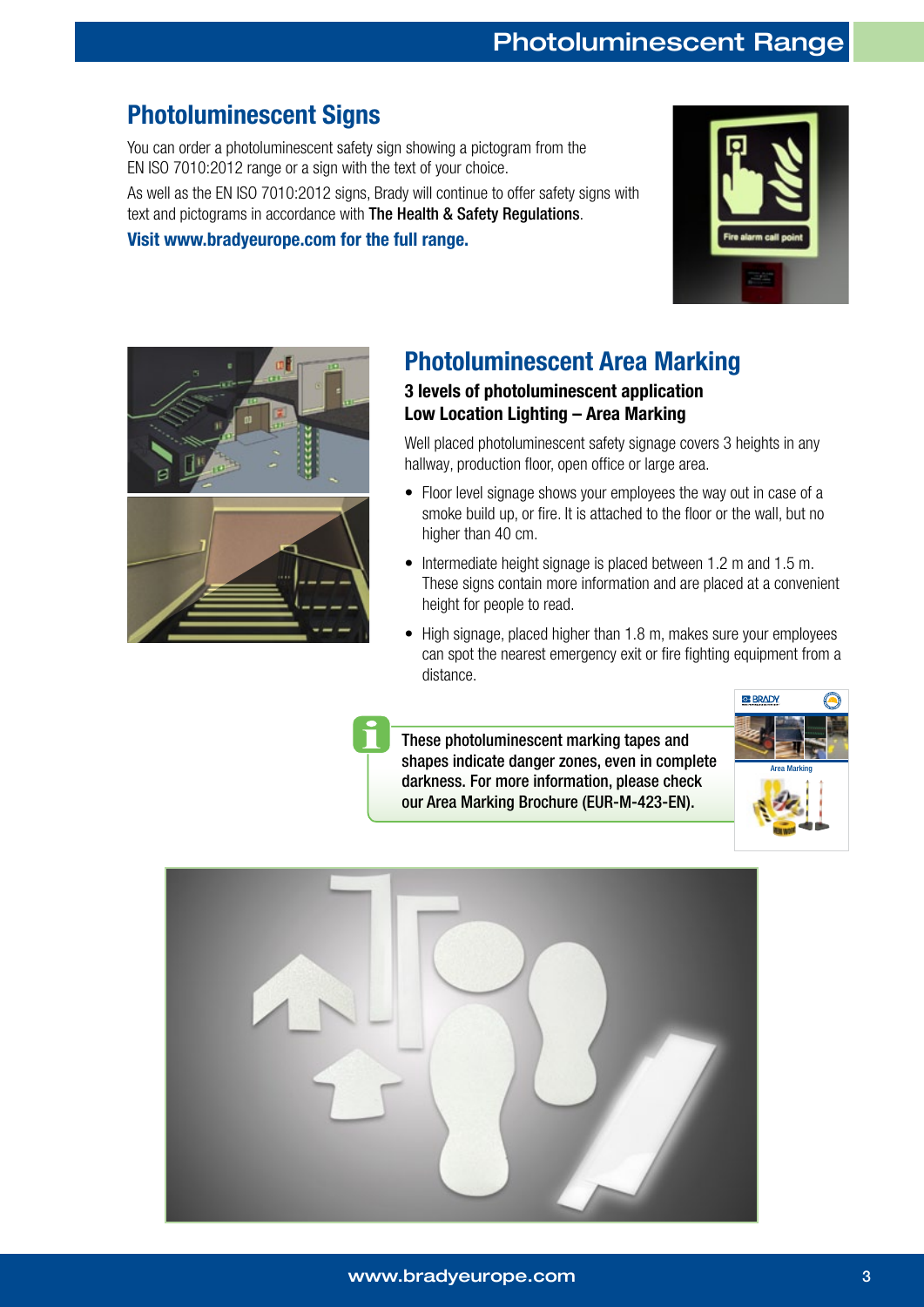## Photoluminescent Signs

You can order a photoluminescent safety sign showing a pictogram from the EN ISO 7010:2012 range or a sign with the text of your choice.

As well as the EN ISO 7010:2012 signs, Brady will continue to offer safety signs with text and pictograms in accordance with **The Health & Safety Regulations**.

**Visit www.bradyeurope.com for the full range.**

## Photoluminescent Area Marking

**3 levels of photoluminescent application**
**Low Location Lighting – Area Marking**

Well placed photoluminescent safety signage covers 3 heights in any hallway, production floor, open office or large area.

- Floor level signage shows your employees the way out in case of a smoke build up, or fire. It is attached to the floor or the wall, but no higher than 40 cm.
- Intermediate height signage is placed between 1.2 m and 1.5 m. These signs contain more information and are placed at a convenient height for people to read.
- High signage, placed higher than 1.8 m, makes sure your employees can spot the nearest emergency exit or fire fighting equipment from a distance.

**These photoluminescent marking tapes and shapes indicate danger zones, even in complete darkness. For more information, please check our Area Marking Brochure (EUR-M-423-EN).**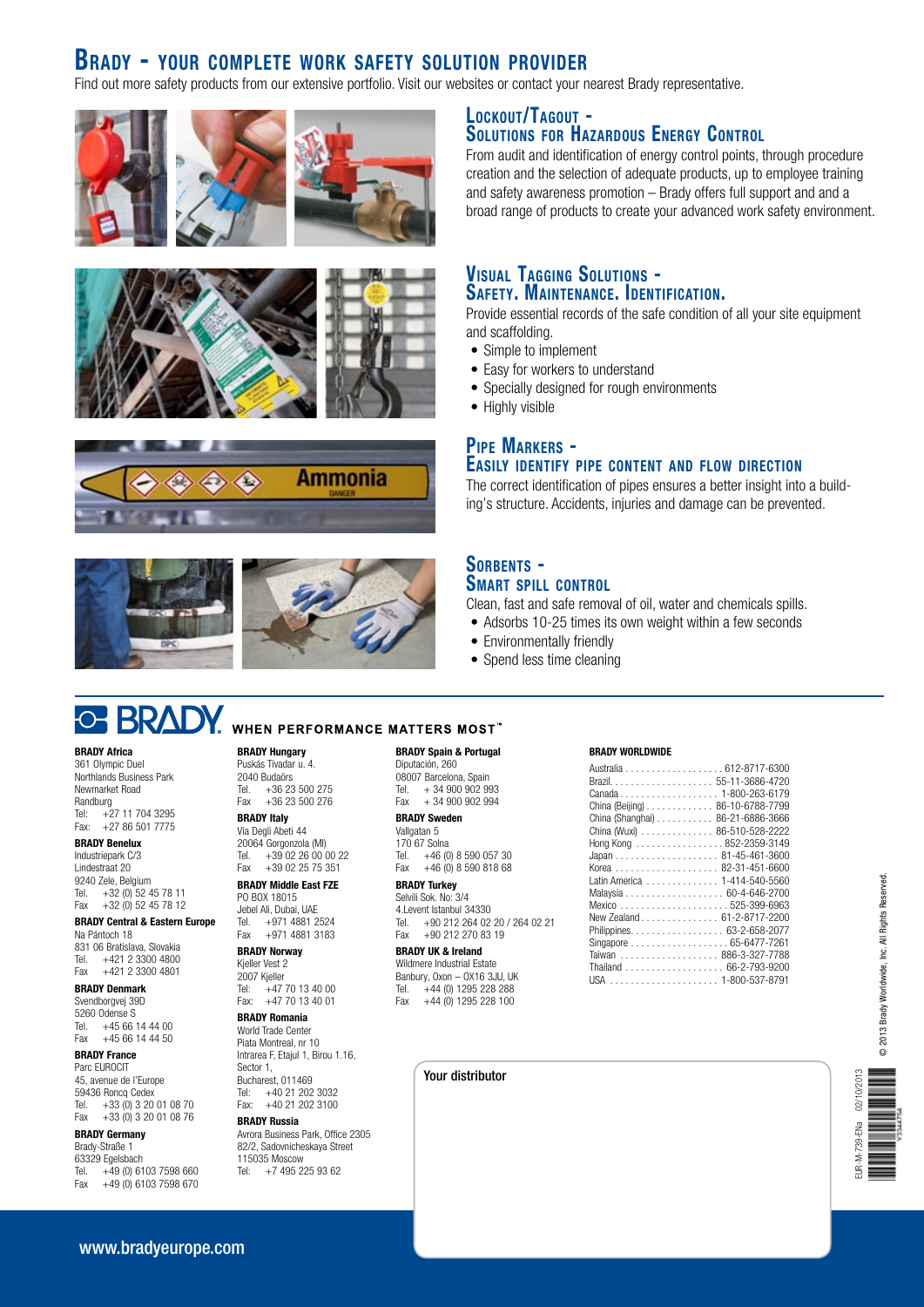# BRADY - YOUR COMPLETE WORK SAFETY SOLUTION PROVIDER

Find out more safety products from our extensive portfolio. Visit our websites or contact your nearest Brady representative.

## LOCKOUT/TAGOUT - SOLUTIONS FOR HAZARDOUS ENERGY CONTROL

From audit and identification of energy control points, through procedure creation and the selection of adequate products, up to employee training and safety awareness promotion – Brady offers full support and and a broad range of products to create your advanced work safety environment.

## VISUAL TAGGING SOLUTIONS - SAFETY. MAINTENANCE. IDENTIFICATION.

Provide essential records of the safe condition of all your site equipment and scaffolding.

- Simple to implement
- Easy for workers to understand
- Specially designed for rough environments
- Highly visible

## PIPE MARKERS - EASILY IDENTIFY PIPE CONTENT AND FLOW DIRECTION

The correct identification of pipes ensures a better insight into a building's structure. Accidents, injuries and damage can be prevented.

## SORBENTS - SMART SPILL CONTROL

Clean, fast and safe removal of oil, water and chemicals spills.

- Adsorbs 10-25 times its own weight within a few seconds
- Environmentally friendly
- Spend less time cleaning

**BRADY** WHEN PERFORMANCE MATTERS MOST™

**BRADY Africa**
361 Olympic Duel
Northlands Business Park
Newmarket Road
Randburg
Tel: +27 11 704 3295
Fax: +27 86 501 7775

**BRADY Benelux**
Industriepark C/3
Lindestraat 20
9240 Zele, Belgium
Tel. +32 (0) 52 45 78 11
Fax +32 (0) 52 45 78 12

**BRADY Central & Eastern Europe**
Na Pántoch 18
831 06 Bratislava, Slovakia
Tel. +421 2 3300 4800
Fax +421 2 3300 4801

**BRADY Denmark**
Svendborgvej 39D
5260 Odense S
Tel. +45 66 14 44 00
Fax +45 66 14 44 50

**BRADY France**
Parc EUROCIT
45, avenue de l'Europe
59436 Roncq Cedex
Tel. +33 (0) 3 20 01 08 70
Fax +33 (0) 3 20 01 08 76

**BRADY Germany**
Brady-Straße 1
63329 Egelsbach
Tel. +49 (0) 6103 7598 660
Fax +49 (0) 6103 7598 670

**BRADY Hungary**
Puskás Tivadar u. 4.
2040 Budaörs
Tel. +36 23 500 275
Fax +36 23 500 276

**BRADY Italy**
Via Degli Abeti 44
20064 Gorgonzola (MI)
Tel. +39 02 26 00 00 22
Fax +39 02 25 75 351

**BRADY Middle East FZE**
PO BOX 18015
Jebel Ali, Dubai, UAE
Tel. +971 4881 2524
Fax +971 4881 3183

**BRADY Norway**
Kjeller Vest 2
2007 Kjeller
Tel: +47 70 13 40 00
Fax: +47 70 13 40 01

**BRADY Romania**
World Trade Center
Piata Montreal, nr 10
Intrarea F, Etajul 1, Birou 1.16,
Sector 1,
Bucharest, 011469
Tel: +40 21 202 3032
Fax: +40 21 202 3100

**BRADY Russia**
Avrora Business Park, Office 2305
82/2, Sadovnicheskaya Street
115035 Moscow
Tel: +7 495 225 93 62

**BRADY Spain & Portugal**
Diputación, 260
08007 Barcelona, Spain
Tel. + 34 900 902 993
Fax + 34 900 902 994

**BRADY Sweden**
Vallgatan 5
170 67 Solna
Tel. +46 (0) 8 590 057 30
Fax +46 (0) 8 590 818 68

**BRADY Turkey**
Selvili Sok. No: 3/4
4.Levent Istanbul 34330
Tel. +90 212 264 02 20 / 264 02 21
Fax +90 212 270 83 19

**BRADY UK & Ireland**
Wildmere Industrial Estate
Banbury, Oxon – OX16 3JU, UK
Tel. +44 (0) 1295 228 288
Fax +44 (0) 1295 228 100

**BRADY WORLDWIDE**

| | |
|---|---|
| Australia | 612-8717-6300 |
| Brazil | 55-11-3686-4720 |
| Canada | 1-800-263-6179 |
| China (Beijing) | 86-10-6788-7799 |
| China (Shanghai) | 86-21-6886-3666 |
| China (Wuxi) | 86-510-528-2222 |
| Hong Kong | 852-2359-3149 |
| Japan | 81-45-461-3600 |
| Korea | 82-31-451-6600 |
| Latin America | 1-414-540-5560 |
| Malaysia | 60-4-646-2700 |
| Mexico | 525-399-6963 |
| New Zealand | 61-2-8717-2200 |
| Philippines | 63-2-658-2077 |
| Singapore | 65-6477-7261 |
| Taiwan | 886-3-327-7788 |
| Thailand | 66-2-793-9200 |
| USA | 1-800-537-8791 |

Your distributor

© 2013 Brady Worldwide, Inc. All Rights Reserved.

EUR-M-739-ENa 02/10/2013

www.bradyeurope.com